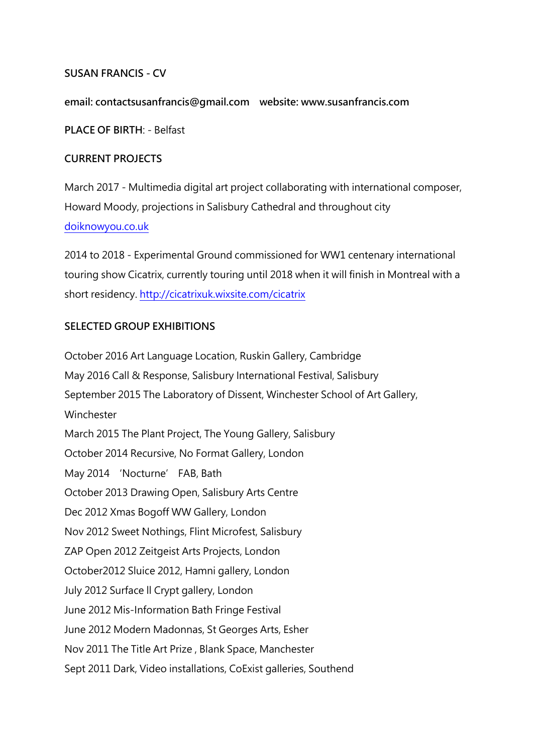**SUSAN FRANCIS - CV**

**email: contactsusanfrancis@gmail.com    website: www.susanfrancis.com**

**PLACE OF BIRTH**: - Belfast

**CURRENT PROJECTS**

March 2017 - Multimedia digital art project collaborating with international composer, Howard Moody, projections in Salisbury Cathedral and throughout city [doiknowyou.co.uk](doiknowyou.co.uk)

2014 to 2018 - Experimental Ground commissioned for WW1 centenary international touring show Cicatrix, currently touring until 2018 when it will finish in Montreal with a short residency. [http://cicatrixuk.wixsite.com/cicatrix](http://cicatrixuk.wixsite.com/cicatrix)

**SELECTED GROUP EXHIBITIONS**

October 2016 Art Language Location, Ruskin Gallery, Cambridge
May 2016 Call & Response, Salisbury International Festival, Salisbury
September 2015 The Laboratory of Dissent, Winchester School of Art Gallery, Winchester
March 2015 The Plant Project, The Young Gallery, Salisbury
October 2014 Recursive, No Format Gallery, London
May 2014   'Nocturne'   FAB, Bath
October 2013 Drawing Open, Salisbury Arts Centre
Dec 2012 Xmas Bogoff WW Gallery, London
Nov 2012 Sweet Nothings, Flint Microfest, Salisbury
ZAP Open 2012 Zeitgeist Arts Projects, London
October2012 Sluice 2012, Hamni gallery, London
July 2012 Surface ll Crypt gallery, London
June 2012 Mis-Information Bath Fringe Festival
June 2012 Modern Madonnas, St Georges Arts, Esher
Nov 2011 The Title Art Prize , Blank Space, Manchester
Sept 2011 Dark, Video installations, CoExist galleries, Southend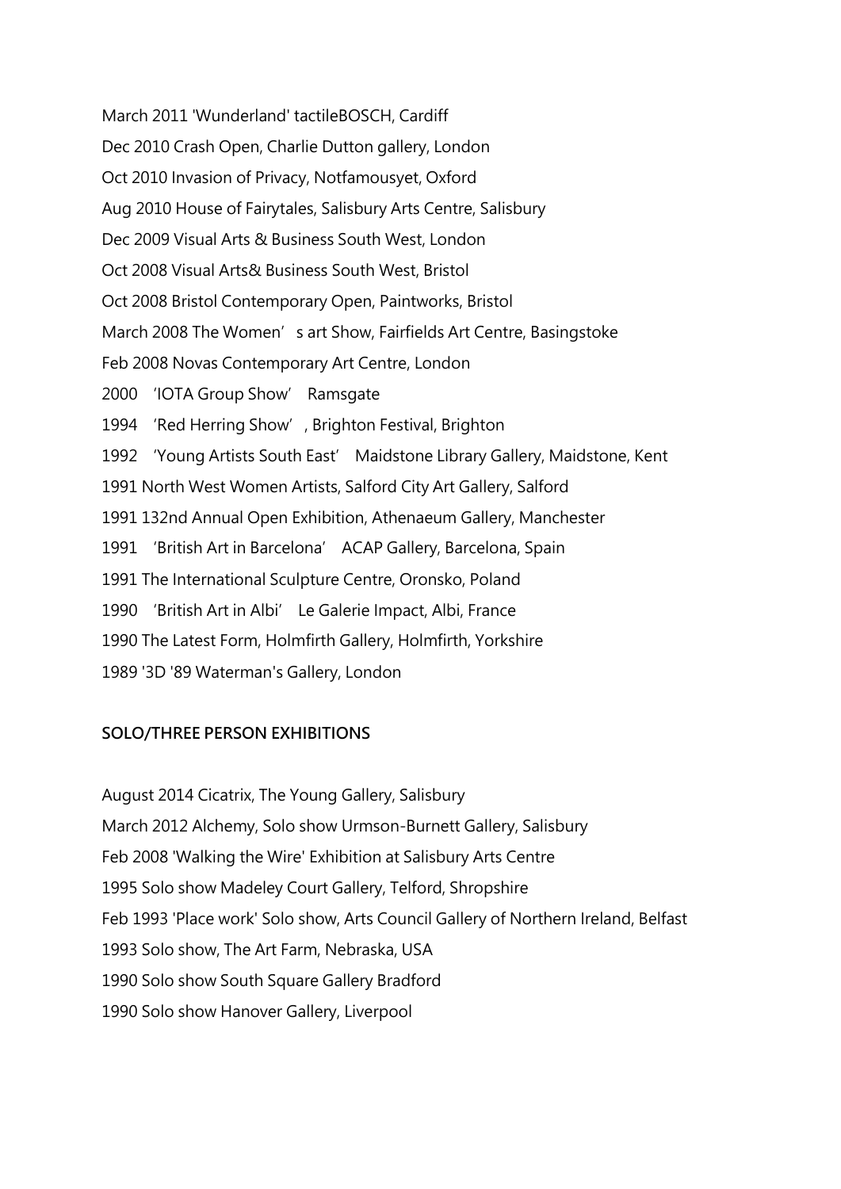March 2011 'Wunderland' tactileBOSCH, Cardiff

Dec 2010 Crash Open, Charlie Dutton gallery, London

Oct 2010 Invasion of Privacy, Notfamousyet, Oxford

Aug 2010 House of Fairytales, Salisbury Arts Centre, Salisbury

Dec 2009 Visual Arts & Business South West, London

Oct 2008 Visual Arts& Business South West, Bristol

Oct 2008 Bristol Contemporary Open, Paintworks, Bristol

March 2008 The Women's art Show, Fairfields Art Centre, Basingstoke

Feb 2008 Novas Contemporary Art Centre, London

2000 'IOTA Group Show' Ramsgate

1994 'Red Herring Show', Brighton Festival, Brighton

1992 'Young Artists South East' Maidstone Library Gallery, Maidstone, Kent

1991 North West Women Artists, Salford City Art Gallery, Salford

1991 132nd Annual Open Exhibition, Athenaeum Gallery, Manchester

1991 'British Art in Barcelona' ACAP Gallery, Barcelona, Spain

1991 The International Sculpture Centre, Oronsko, Poland

1990 'British Art in Albi' Le Galerie Impact, Albi, France

1990 The Latest Form, Holmfirth Gallery, Holmfirth, Yorkshire

1989 '3D '89 Waterman's Gallery, London

**SOLO/THREE PERSON EXHIBITIONS**

August 2014 Cicatrix, The Young Gallery, Salisbury

March 2012 Alchemy, Solo show Urmson-Burnett Gallery, Salisbury

Feb 2008 'Walking the Wire' Exhibition at Salisbury Arts Centre

1995 Solo show Madeley Court Gallery, Telford, Shropshire

Feb 1993 'Place work' Solo show, Arts Council Gallery of Northern Ireland, Belfast

1993 Solo show, The Art Farm, Nebraska, USA

1990 Solo show South Square Gallery Bradford

1990 Solo show Hanover Gallery, Liverpool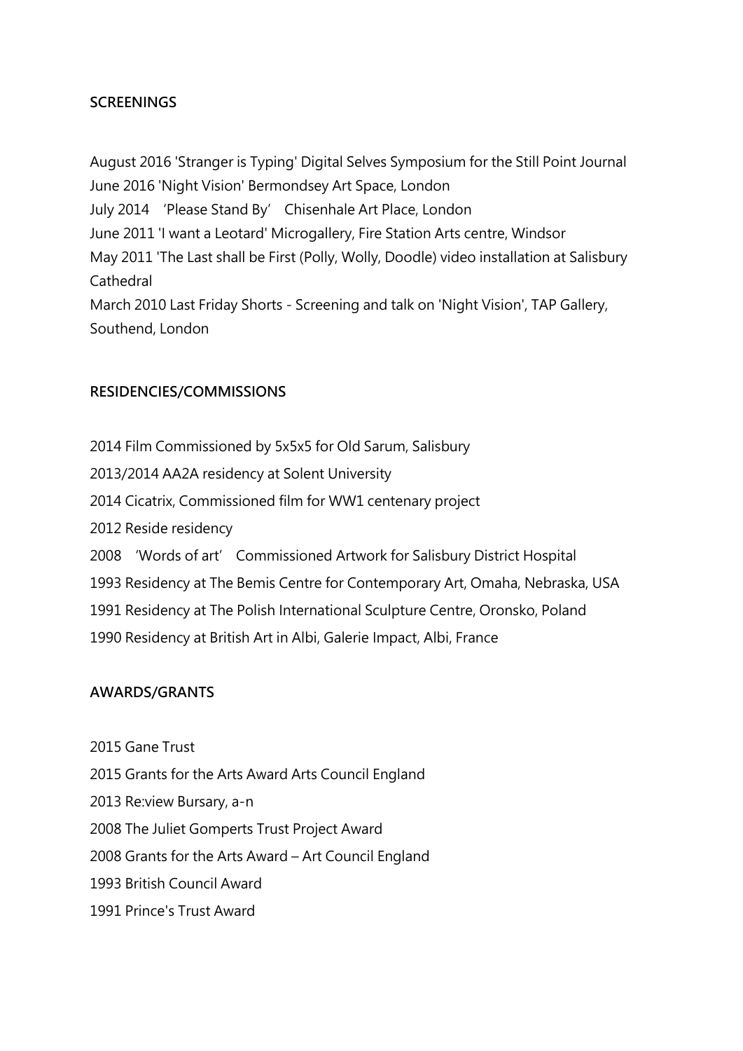**SCREENINGS**

August 2016 'Stranger is Typing' Digital Selves Symposium for the Still Point Journal
June 2016 'Night Vision' Bermondsey Art Space, London
July 2014 'Please Stand By' Chisenhale Art Place, London
June 2011 'I want a Leotard' Microgallery, Fire Station Arts centre, Windsor
May 2011 'The Last shall be First (Polly, Wolly, Doodle) video installation at Salisbury Cathedral
March 2010 Last Friday Shorts - Screening and talk on 'Night Vision', TAP Gallery, Southend, London

**RESIDENCIES/COMMISSIONS**

2014 Film Commissioned by 5x5x5 for Old Sarum, Salisbury
2013/2014 AA2A residency at Solent University
2014 Cicatrix, Commissioned film for WW1 centenary project
2012 Reside residency
2008 'Words of art' Commissioned Artwork for Salisbury District Hospital
1993 Residency at The Bemis Centre for Contemporary Art, Omaha, Nebraska, USA
1991 Residency at The Polish International Sculpture Centre, Oronsko, Poland
1990 Residency at British Art in Albi, Galerie Impact, Albi, France

**AWARDS/GRANTS**

2015 Gane Trust
2015 Grants for the Arts Award Arts Council England
2013 Re:view Bursary, a-n
2008 The Juliet Gomperts Trust Project Award
2008 Grants for the Arts Award – Art Council England
1993 British Council Award
1991 Prince's Trust Award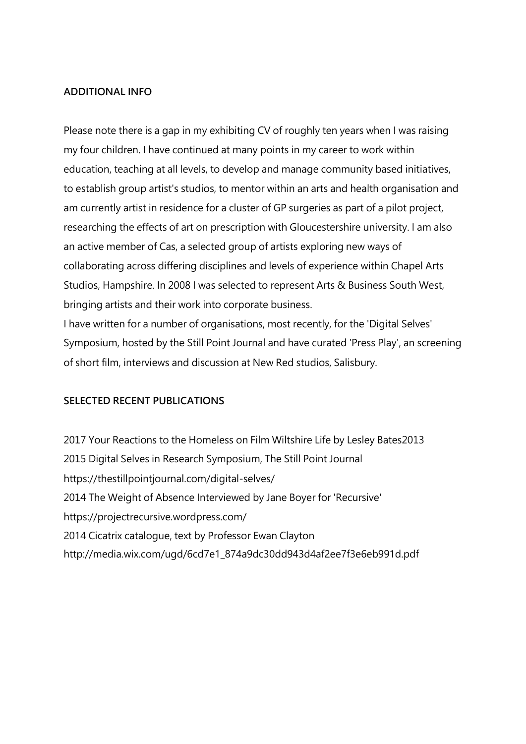## ADDITIONAL INFO

Please note there is a gap in my exhibiting CV of roughly ten years when I was raising my four children. I have continued at many points in my career to work within education, teaching at all levels, to develop and manage community based initiatives, to establish group artist's studios, to mentor within an arts and health organisation and am currently artist in residence for a cluster of GP surgeries as part of a pilot project, researching the effects of art on prescription with Gloucestershire university. I am also an active member of Cas, a selected group of artists exploring new ways of collaborating across differing disciplines and levels of experience within Chapel Arts Studios, Hampshire. In 2008 I was selected to represent Arts & Business South West, bringing artists and their work into corporate business.
I have written for a number of organisations, most recently, for the 'Digital Selves' Symposium, hosted by the Still Point Journal and have curated 'Press Play', an screening of short film, interviews and discussion at New Red studios, Salisbury.

## SELECTED RECENT PUBLICATIONS

2017 Your Reactions to the Homeless on Film Wiltshire Life by Lesley Bates2013
2015 Digital Selves in Research Symposium, The Still Point Journal
https://thestillpointjournal.com/digital-selves/
2014 The Weight of Absence Interviewed by Jane Boyer for 'Recursive'
https://projectrecursive.wordpress.com/
2014 Cicatrix catalogue, text by Professor Ewan Clayton
http://media.wix.com/ugd/6cd7e1_874a9dc30dd943d4af2ee7f3e6eb991d.pdf